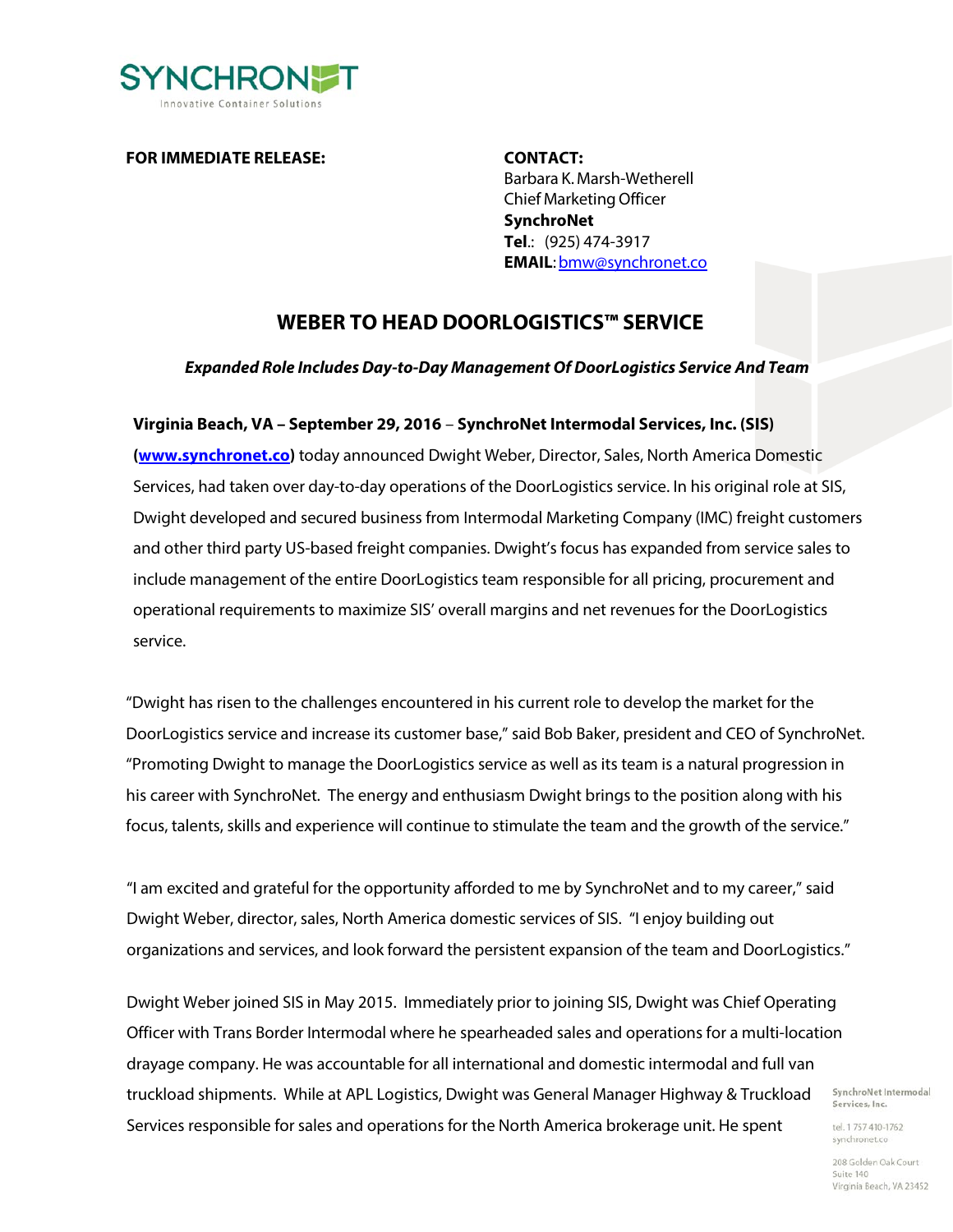SYNCHRONET
Innovative Container Solutions

**FOR IMMEDIATE RELEASE:**

**CONTACT:**
Barbara K. Marsh-Wetherell
Chief Marketing Officer
**SynchroNet**
**Tel**.: (925) 474-3917
**EMAIL**: bmw@synchronet.co

# WEBER TO HEAD DOORLOGISTICS™ SERVICE

***Expanded Role Includes Day-to-Day Management Of DoorLogistics Service And Team***

**Virginia Beach, VA – September 29, 2016** – **SynchroNet Intermodal Services, Inc. (SIS)** (**www.synchronet.co**) today announced Dwight Weber, Director, Sales, North America Domestic Services, had taken over day-to-day operations of the DoorLogistics service. In his original role at SIS, Dwight developed and secured business from Intermodal Marketing Company (IMC) freight customers and other third party US-based freight companies. Dwight's focus has expanded from service sales to include management of the entire DoorLogistics team responsible for all pricing, procurement and operational requirements to maximize SIS' overall margins and net revenues for the DoorLogistics service.

"Dwight has risen to the challenges encountered in his current role to develop the market for the DoorLogistics service and increase its customer base," said Bob Baker, president and CEO of SynchroNet. "Promoting Dwight to manage the DoorLogistics service as well as its team is a natural progression in his career with SynchroNet. The energy and enthusiasm Dwight brings to the position along with his focus, talents, skills and experience will continue to stimulate the team and the growth of the service."

"I am excited and grateful for the opportunity afforded to me by SynchroNet and to my career," said Dwight Weber, director, sales, North America domestic services of SIS. "I enjoy building out organizations and services, and look forward the persistent expansion of the team and DoorLogistics."

Dwight Weber joined SIS in May 2015. Immediately prior to joining SIS, Dwight was Chief Operating Officer with Trans Border Intermodal where he spearheaded sales and operations for a multi-location drayage company. He was accountable for all international and domestic intermodal and full van truckload shipments. While at APL Logistics, Dwight was General Manager Highway & Truckload Services responsible for sales and operations for the North America brokerage unit. He spent

SynchroNet Intermodal Services, Inc.

tel. 1 757 410-1762
synchronet.co

208 Golden Oak Court
Suite 140
Virginia Beach, VA 23452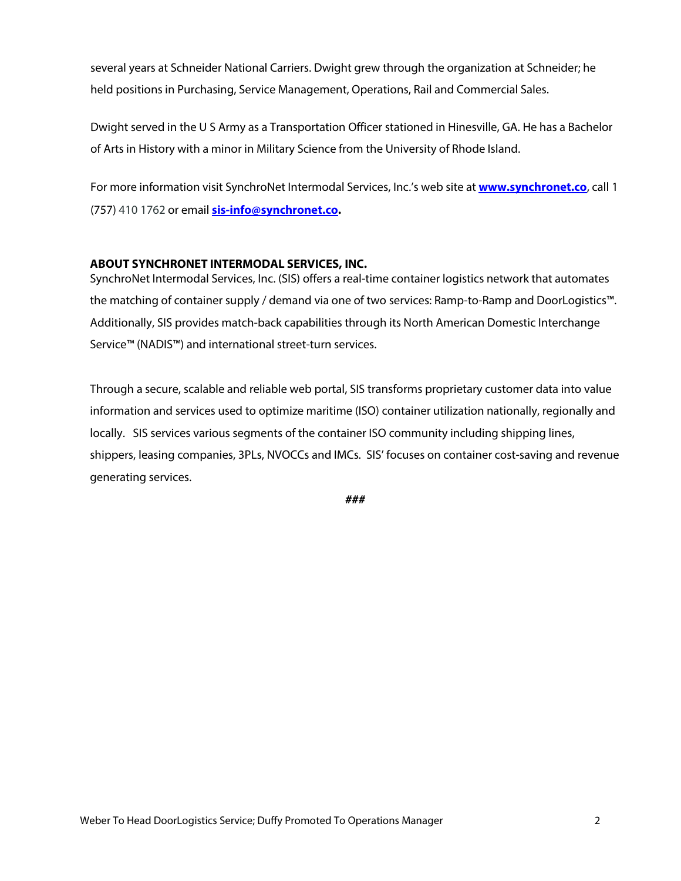several years at Schneider National Carriers. Dwight grew through the organization at Schneider; he held positions in Purchasing, Service Management, Operations, Rail and Commercial Sales.

Dwight served in the U S Army as a Transportation Officer stationed in Hinesville, GA. He has a Bachelor of Arts in History with a minor in Military Science from the University of Rhode Island.

For more information visit SynchroNet Intermodal Services, Inc.'s web site at **www.synchronet.co**, call 1 (757) 410 1762 or email **sis-info@synchronet.co.**

**ABOUT SYNCHRONET INTERMODAL SERVICES, INC.**

SynchroNet Intermodal Services, Inc. (SIS) offers a real-time container logistics network that automates the matching of container supply / demand via one of two services: Ramp-to-Ramp and DoorLogistics™. Additionally, SIS provides match-back capabilities through its North American Domestic Interchange Service™ (NADIS™) and international street-turn services.

Through a secure, scalable and reliable web portal, SIS transforms proprietary customer data into value information and services used to optimize maritime (ISO) container utilization nationally, regionally and locally. SIS services various segments of the container ISO community including shipping lines, shippers, leasing companies, 3PLs, NVOCCs and IMCs. SIS' focuses on container cost-saving and revenue generating services.

***###***